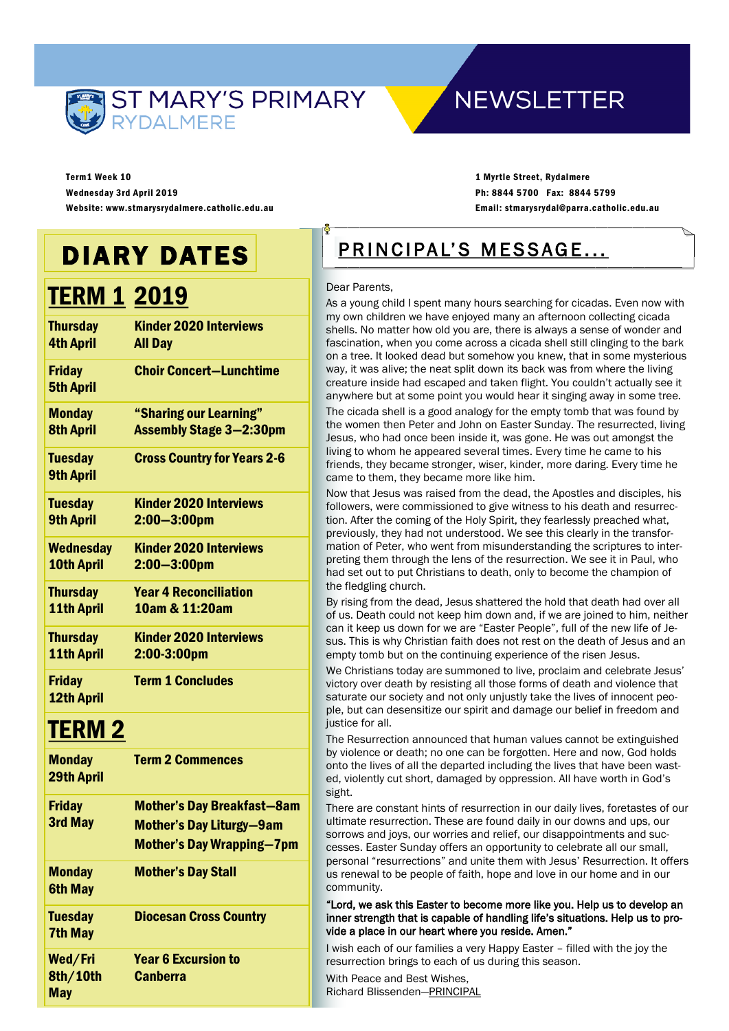# ST MARY'S PRIMARY RYDALMERE NEWSLETTER

Term1 Week 10
Wednesday 3rd April 2019
Website: www.stmarysrydalmere.catholic.edu.au

1 Myrtle Street, Rydalmere
Ph: 8844 5700 Fax: 8844 5799
Email: stmarysrydal@parra.catholic.edu.au

## DIARY DATES

### TERM 1 2019

| Date | Event |
|---|---|
| Thursday 4th April | Kinder 2020 Interviews All Day |
| Friday 5th April | Choir Concert—Lunchtime |
| Monday 8th April | "Sharing our Learning" Assembly Stage 3—2:30pm |
| Tuesday 9th April | Cross Country for Years 2-6 |
| Tuesday 9th April | Kinder 2020 Interviews 2:00—3:00pm |
| Wednesday 10th April | Kinder 2020 Interviews 2:00—3:00pm |
| Thursday 11th April | Year 4 Reconciliation 10am & 11:20am |
| Thursday 11th April | Kinder 2020 Interviews 2:00-3:00pm |
| Friday 12th April | Term 1 Concludes |

### TERM 2

| Date | Event |
|---|---|
| Monday 29th April | Term 2 Commences |
| Friday 3rd May | Mother's Day Breakfast—8am<br>Mother's Day Liturgy—9am<br>Mother's Day Wrapping—7pm |
| Monday 6th May | Mother's Day Stall |
| Tuesday 7th May | Diocesan Cross Country |
| Wed/Fri 8th/10th May | Year 6 Excursion to Canberra |

## PRINCIPAL'S MESSAGE...

Dear Parents,

As a young child I spent many hours searching for cicadas. Even now with my own children we have enjoyed many an afternoon collecting cicada shells. No matter how old you are, there is always a sense of wonder and fascination, when you come across a cicada shell still clinging to the bark on a tree. It looked dead but somehow you knew, that in some mysterious way, it was alive; the neat split down its back was from where the living creature inside had escaped and taken flight. You couldn't actually see it anywhere but at some point you would hear it singing away in some tree.

The cicada shell is a good analogy for the empty tomb that was found by the women then Peter and John on Easter Sunday. The resurrected, living Jesus, who had once been inside it, was gone. He was out amongst the living to whom he appeared several times. Every time he came to his friends, they became stronger, wiser, kinder, more daring. Every time he came to them, they became more like him.

Now that Jesus was raised from the dead, the Apostles and disciples, his followers, were commissioned to give witness to his death and resurrection. After the coming of the Holy Spirit, they fearlessly preached what, previously, they had not understood. We see this clearly in the transformation of Peter, who went from misunderstanding the scriptures to interpreting them through the lens of the resurrection. We see it in Paul, who had set out to put Christians to death, only to become the champion of the fledgling church.

By rising from the dead, Jesus shattered the hold that death had over all of us. Death could not keep him down and, if we are joined to him, neither can it keep us down for we are "Easter People", full of the new life of Jesus. This is why Christian faith does not rest on the death of Jesus and an empty tomb but on the continuing experience of the risen Jesus.

We Christians today are summoned to live, proclaim and celebrate Jesus' victory over death by resisting all those forms of death and violence that saturate our society and not only unjustly take the lives of innocent people, but can desensitize our spirit and damage our belief in freedom and justice for all.

The Resurrection announced that human values cannot be extinguished by violence or death; no one can be forgotten. Here and now, God holds onto the lives of all the departed including the lives that have been wasted, violently cut short, damaged by oppression. All have worth in God's sight.

There are constant hints of resurrection in our daily lives, foretastes of our ultimate resurrection. These are found daily in our downs and ups, our sorrows and joys, our worries and relief, our disappointments and successes. Easter Sunday offers an opportunity to celebrate all our small, personal "resurrections" and unite them with Jesus' Resurrection. It offers us renewal to be people of faith, hope and love in our home and in our community.

**"Lord, we ask this Easter to become more like you. Help us to develop an inner strength that is capable of handling life's situations. Help us to provide a place in our heart where you reside. Amen."**

I wish each of our families a very Happy Easter – filled with the joy the resurrection brings to each of us during this season.

With Peace and Best Wishes,
Richard Blissenden—PRINCIPAL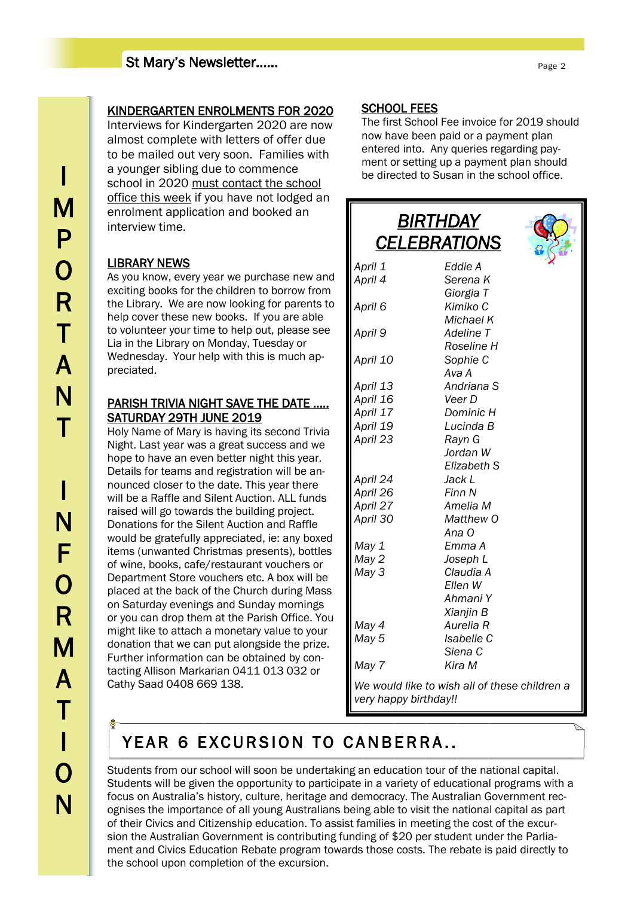IMPORTANT INFORMATION

## KINDERGARTEN ENROLMENTS FOR 2020

Interviews for Kindergarten 2020 are now almost complete with letters of offer due to be mailed out very soon. Families with a younger sibling due to commence school in 2020 must contact the school office this week if you have not lodged an enrolment application and booked an interview time.

## LIBRARY NEWS

As you know, every year we purchase new and exciting books for the children to borrow from the Library. We are now looking for parents to help cover these new books. If you are able to volunteer your time to help out, please see Lia in the Library on Monday, Tuesday or Wednesday. Your help with this is much appreciated.

## PARISH TRIVIA NIGHT SAVE THE DATE ….. SATURDAY 29TH JUNE 2019

Holy Name of Mary is having its second Trivia Night. Last year was a great success and we hope to have an even better night this year. Details for teams and registration will be announced closer to the date. This year there will be a Raffle and Silent Auction. ALL funds raised will go towards the building project. Donations for the Silent Auction and Raffle would be gratefully appreciated, ie: any boxed items (unwanted Christmas presents), bottles of wine, books, cafe/restaurant vouchers or Department Store vouchers etc. A box will be placed at the back of the Church during Mass on Saturday evenings and Sunday mornings or you can drop them at the Parish Office. You might like to attach a monetary value to your donation that we can put alongside the prize. Further information can be obtained by contacting Allison Markarian 0411 013 032 or Cathy Saad 0408 669 138.

## SCHOOL FEES

The first School Fee invoice for 2019 should now have been paid or a payment plan entered into. Any queries regarding payment or setting up a payment plan should be directed to Susan in the school office.

## *BIRTHDAY CELEBRATIONS*

| | |
|---|---|
| *April 1* | *Eddie A* |
| *April 4* | *Serena K* |
| | *Giorgia T* |
| *April 6* | *Kimiko C* |
| | *Michael K* |
| *April 9* | *Adeline T* |
| | *Roseline H* |
| *April 10* | *Sophie C* |
| | *Ava A* |
| *April 13* | *Andriana S* |
| *April 16* | *Veer D* |
| *April 17* | *Dominic H* |
| *April 19* | *Lucinda B* |
| *April 23* | *Rayn G* |
| | *Jordan W* |
| | *Elizabeth S* |
| *April 24* | *Jack L* |
| *April 26* | *Finn N* |
| *April 27* | *Amelia M* |
| *April 30* | *Matthew O* |
| | *Ana O* |
| *May 1* | *Emma A* |
| *May 2* | *Joseph L* |
| *May 3* | *Claudia A* |
| | *Ellen W* |
| | *Ahmani Y* |
| | *Xianjin B* |
| *May 4* | *Aurelia R* |
| *May 5* | *Isabelle C* |
| | *Siena C* |
| *May 7* | *Kira M* |

*We would like to wish all of these children a very happy birthday!!*

## YEAR 6 EXCURSION TO CANBERRA..

Students from our school will soon be undertaking an education tour of the national capital. Students will be given the opportunity to participate in a variety of educational programs with a focus on Australia's history, culture, heritage and democracy. The Australian Government recognises the importance of all young Australians being able to visit the national capital as part of their Civics and Citizenship education. To assist families in meeting the cost of the excursion the Australian Government is contributing funding of $20 per student under the Parliament and Civics Education Rebate program towards those costs. The rebate is paid directly to the school upon completion of the excursion.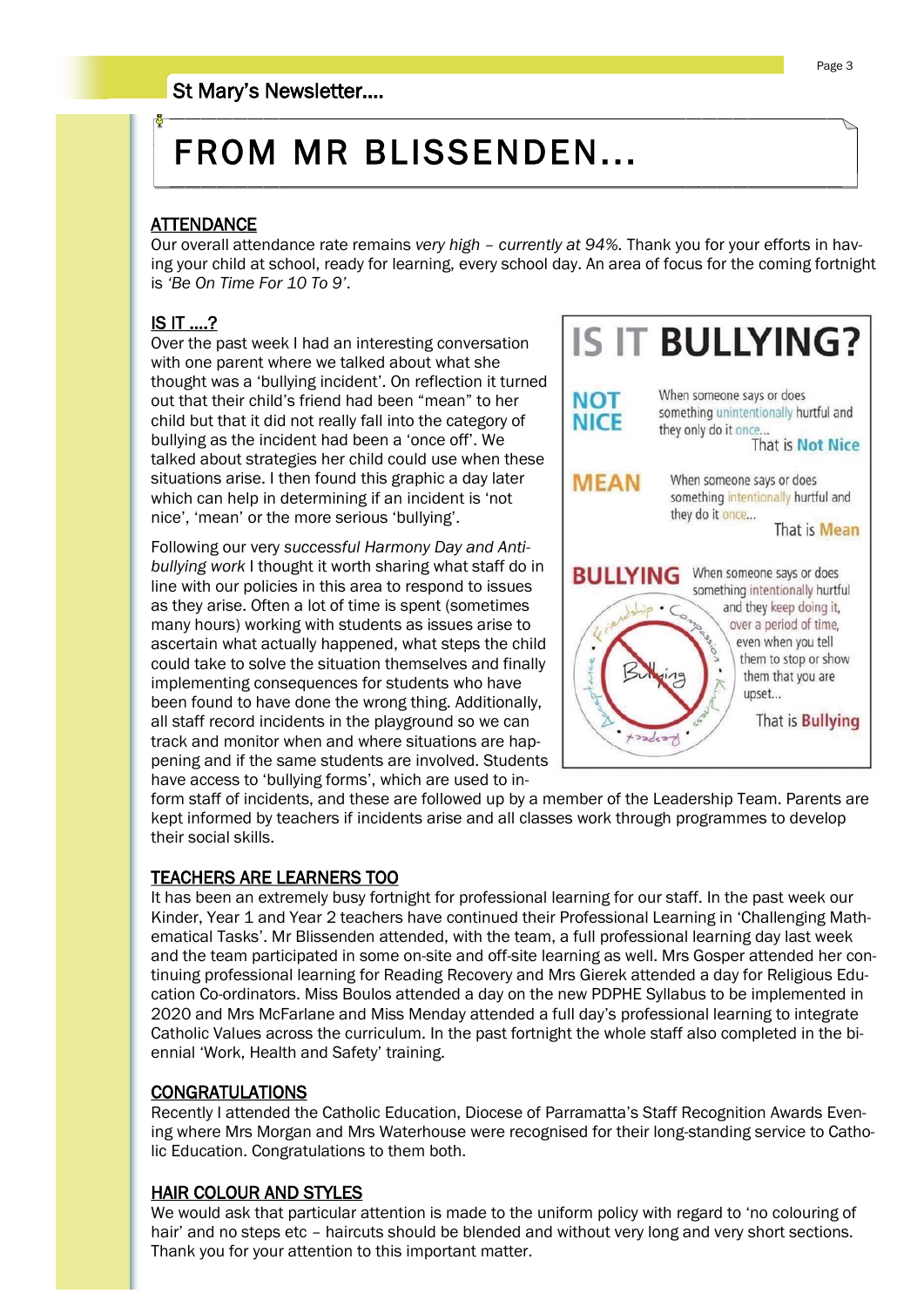# FROM MR BLISSENDEN...

## ATTENDANCE

Our overall attendance rate remains *very high – currently at 94%*. Thank you for your efforts in having your child at school, ready for learning, every school day. An area of focus for the coming fortnight is *'Be On Time For 10 To 9'*.

## IS IT ....?

Over the past week I had an interesting conversation with one parent where we talked about what she thought was a 'bullying incident'. On reflection it turned out that their child's friend had been "mean" to her child but that it did not really fall into the category of bullying as the incident had been a 'once off'. We talked about strategies her child could use when these situations arise. I then found this graphic a day later which can help in determining if an incident is 'not nice', 'mean' or the more serious 'bullying'.

**IS IT BULLYING?**

**NOT NICE** – When someone says or does something unintentionally hurtful and they only do it once... That is **Not Nice**

**MEAN** – When someone says or does something intentionally hurtful and they do it once... That is **Mean**

**BULLYING** – When someone says or does something intentionally hurtful and they keep doing it, over a period of time, even when you tell them to stop or show them that you are upset... That is **Bullying**

Following our very *successful Harmony Day and Anti-bullying work* I thought it worth sharing what staff do in line with our policies in this area to respond to issues as they arise. Often a lot of time is spent (sometimes many hours) working with students as issues arise to ascertain what actually happened, what steps the child could take to solve the situation themselves and finally implementing consequences for students who have been found to have done the wrong thing. Additionally, all staff record incidents in the playground so we can track and monitor when and where situations are happening and if the same students are involved. Students have access to 'bullying forms', which are used to inform staff of incidents, and these are followed up by a member of the Leadership Team. Parents are kept informed by teachers if incidents arise and all classes work through programmes to develop their social skills.

## TEACHERS ARE LEARNERS TOO

It has been an extremely busy fortnight for professional learning for our staff. In the past week our Kinder, Year 1 and Year 2 teachers have continued their Professional Learning in 'Challenging Mathematical Tasks'. Mr Blissenden attended, with the team, a full professional learning day last week and the team participated in some on-site and off-site learning as well. Mrs Gosper attended her continuing professional learning for Reading Recovery and Mrs Gierek attended a day for Religious Education Co-ordinators. Miss Boulos attended a day on the new PDPHE Syllabus to be implemented in 2020 and Mrs McFarlane and Miss Menday attended a full day's professional learning to integrate Catholic Values across the curriculum. In the past fortnight the whole staff also completed in the biennial 'Work, Health and Safety' training.

## CONGRATULATIONS

Recently I attended the Catholic Education, Diocese of Parramatta's Staff Recognition Awards Evening where Mrs Morgan and Mrs Waterhouse were recognised for their long-standing service to Catholic Education. Congratulations to them both.

## HAIR COLOUR AND STYLES

We would ask that particular attention is made to the uniform policy with regard to 'no colouring of hair' and no steps etc – haircuts should be blended and without very long and very short sections. Thank you for your attention to this important matter.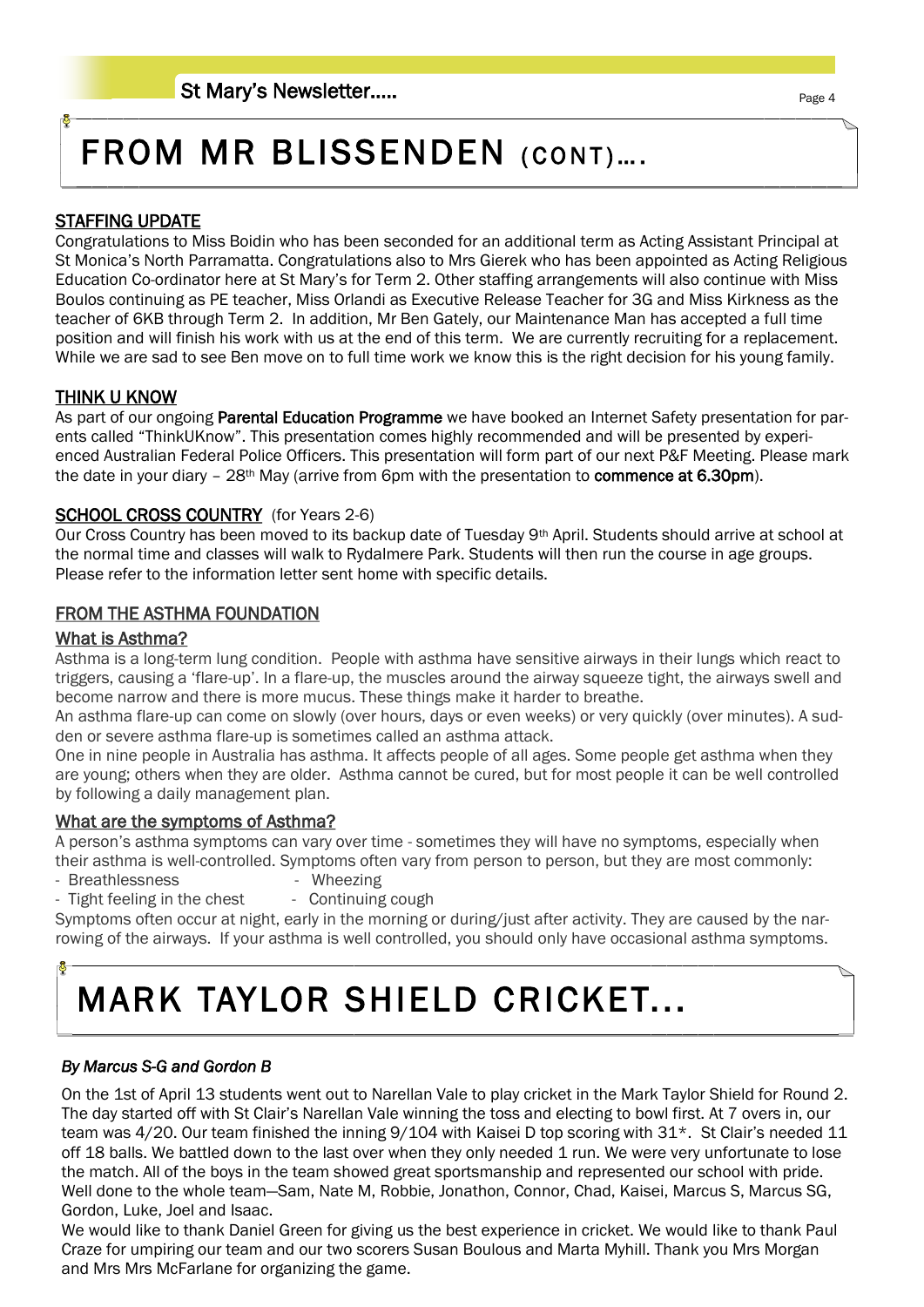# FROM MR BLISSENDEN (CONT)….

## STAFFING UPDATE

Congratulations to Miss Boidin who has been seconded for an additional term as Acting Assistant Principal at St Monica's North Parramatta. Congratulations also to Mrs Gierek who has been appointed as Acting Religious Education Co-ordinator here at St Mary's for Term 2. Other staffing arrangements will also continue with Miss Boulos continuing as PE teacher, Miss Orlandi as Executive Release Teacher for 3G and Miss Kirkness as the teacher of 6KB through Term 2. In addition, Mr Ben Gately, our Maintenance Man has accepted a full time position and will finish his work with us at the end of this term. We are currently recruiting for a replacement. While we are sad to see Ben move on to full time work we know this is the right decision for his young family.

## THINK U KNOW

As part of our ongoing **Parental Education Programme** we have booked an Internet Safety presentation for parents called "ThinkUKnow". This presentation comes highly recommended and will be presented by experienced Australian Federal Police Officers. This presentation will form part of our next P&F Meeting. Please mark the date in your diary – 28th May (arrive from 6pm with the presentation to **commence at 6.30pm**).

## SCHOOL CROSS COUNTRY (for Years 2-6)

Our Cross Country has been moved to its backup date of Tuesday 9th April. Students should arrive at school at the normal time and classes will walk to Rydalmere Park. Students will then run the course in age groups. Please refer to the information letter sent home with specific details.

## FROM THE ASTHMA FOUNDATION

### What is Asthma?

Asthma is a long-term lung condition. People with asthma have sensitive airways in their lungs which react to triggers, causing a 'flare-up'. In a flare-up, the muscles around the airway squeeze tight, the airways swell and become narrow and there is more mucus. These things make it harder to breathe.

An asthma flare-up can come on slowly (over hours, days or even weeks) or very quickly (over minutes). A sudden or severe asthma flare-up is sometimes called an asthma attack.

One in nine people in Australia has asthma. It affects people of all ages. Some people get asthma when they are young; others when they are older. Asthma cannot be cured, but for most people it can be well controlled by following a daily management plan.

### What are the symptoms of Asthma?

A person's asthma symptoms can vary over time - sometimes they will have no symptoms, especially when their asthma is well-controlled. Symptoms often vary from person to person, but they are most commonly:

- Breathlessness
- Wheezing
- Tight feeling in the chest
- Continuing cough

Symptoms often occur at night, early in the morning or during/just after activity. They are caused by the narrowing of the airways. If your asthma is well controlled, you should only have occasional asthma symptoms.

# MARK TAYLOR SHIELD CRICKET...

*By Marcus S-G and Gordon B*

On the 1st of April 13 students went out to Narellan Vale to play cricket in the Mark Taylor Shield for Round 2. The day started off with St Clair's Narellan Vale winning the toss and electing to bowl first. At 7 overs in, our team was 4/20. Our team finished the inning 9/104 with Kaisei D top scoring with 31*. St Clair's needed 11 off 18 balls. We battled down to the last over when they only needed 1 run. We were very unfortunate to lose the match. All of the boys in the team showed great sportsmanship and represented our school with pride. Well done to the whole team—Sam, Nate M, Robbie, Jonathon, Connor, Chad, Kaisei, Marcus S, Marcus SG, Gordon, Luke, Joel and Isaac.

We would like to thank Daniel Green for giving us the best experience in cricket. We would like to thank Paul Craze for umpiring our team and our two scorers Susan Boulous and Marta Myhill. Thank you Mrs Morgan and Mrs Mrs McFarlane for organizing the game.